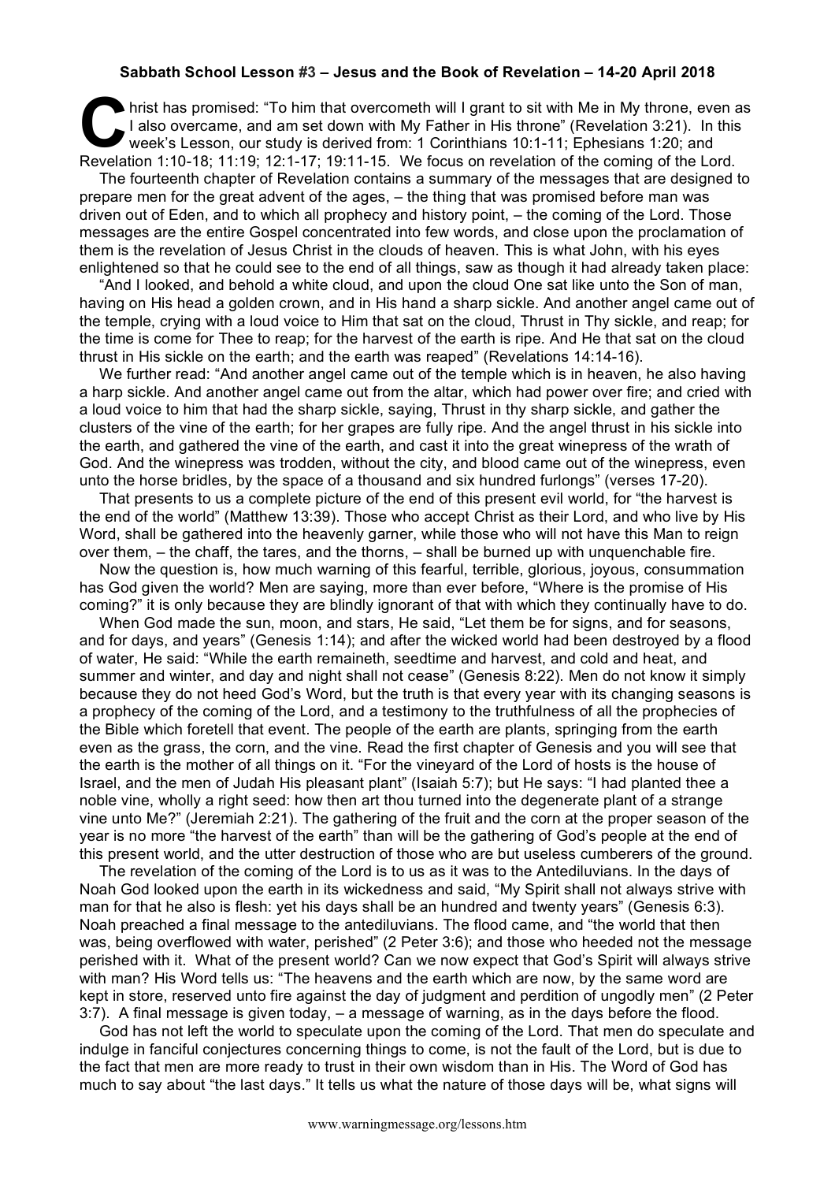**Sabbath School Lesson #3 – Jesus and the Book of Revelation – 14-20 April 2018**

Christ has promised: "To him that overcometh will I grant to sit with Me in My throne, even as I also overcame, and am set down with My Father in His throne" (Revelation 3:21). In this week's Lesson, our study is derived from: 1 Corinthians 10:1-11; Ephesians 1:20; and Revelation 1:10-18; 11:19; 12:1-17; 19:11-15. We focus on revelation of the coming of the Lord.

The fourteenth chapter of Revelation contains a summary of the messages that are designed to prepare men for the great advent of the ages, – the thing that was promised before man was driven out of Eden, and to which all prophecy and history point, – the coming of the Lord. Those messages are the entire Gospel concentrated into few words, and close upon the proclamation of them is the revelation of Jesus Christ in the clouds of heaven. This is what John, with his eyes enlightened so that he could see to the end of all things, saw as though it had already taken place:

"And I looked, and behold a white cloud, and upon the cloud One sat like unto the Son of man, having on His head a golden crown, and in His hand a sharp sickle. And another angel came out of the temple, crying with a loud voice to Him that sat on the cloud, Thrust in Thy sickle, and reap; for the time is come for Thee to reap; for the harvest of the earth is ripe. And He that sat on the cloud thrust in His sickle on the earth; and the earth was reaped" (Revelations 14:14-16).

We further read: "And another angel came out of the temple which is in heaven, he also having a harp sickle. And another angel came out from the altar, which had power over fire; and cried with a loud voice to him that had the sharp sickle, saying, Thrust in thy sharp sickle, and gather the clusters of the vine of the earth; for her grapes are fully ripe. And the angel thrust in his sickle into the earth, and gathered the vine of the earth, and cast it into the great winepress of the wrath of God. And the winepress was trodden, without the city, and blood came out of the winepress, even unto the horse bridles, by the space of a thousand and six hundred furlongs" (verses 17-20).

That presents to us a complete picture of the end of this present evil world, for "the harvest is the end of the world" (Matthew 13:39). Those who accept Christ as their Lord, and who live by His Word, shall be gathered into the heavenly garner, while those who will not have this Man to reign over them, – the chaff, the tares, and the thorns, – shall be burned up with unquenchable fire.

Now the question is, how much warning of this fearful, terrible, glorious, joyous, consummation has God given the world? Men are saying, more than ever before, "Where is the promise of His coming?" it is only because they are blindly ignorant of that with which they continually have to do.

When God made the sun, moon, and stars, He said, "Let them be for signs, and for seasons, and for days, and years" (Genesis 1:14); and after the wicked world had been destroyed by a flood of water, He said: "While the earth remaineth, seedtime and harvest, and cold and heat, and summer and winter, and day and night shall not cease" (Genesis 8:22). Men do not know it simply because they do not heed God's Word, but the truth is that every year with its changing seasons is a prophecy of the coming of the Lord, and a testimony to the truthfulness of all the prophecies of the Bible which foretell that event. The people of the earth are plants, springing from the earth even as the grass, the corn, and the vine. Read the first chapter of Genesis and you will see that the earth is the mother of all things on it. "For the vineyard of the Lord of hosts is the house of Israel, and the men of Judah His pleasant plant" (Isaiah 5:7); but He says: "I had planted thee a noble vine, wholly a right seed: how then art thou turned into the degenerate plant of a strange vine unto Me?" (Jeremiah 2:21). The gathering of the fruit and the corn at the proper season of the year is no more "the harvest of the earth" than will be the gathering of God's people at the end of this present world, and the utter destruction of those who are but useless cumberers of the ground.

The revelation of the coming of the Lord is to us as it was to the Antediluvians. In the days of Noah God looked upon the earth in its wickedness and said, "My Spirit shall not always strive with man for that he also is flesh: yet his days shall be an hundred and twenty years" (Genesis 6:3). Noah preached a final message to the antediluvians. The flood came, and "the world that then was, being overflowed with water, perished" (2 Peter 3:6); and those who heeded not the message perished with it. What of the present world? Can we now expect that God's Spirit will always strive with man? His Word tells us: "The heavens and the earth which are now, by the same word are kept in store, reserved unto fire against the day of judgment and perdition of ungodly men" (2 Peter 3:7). A final message is given today, – a message of warning, as in the days before the flood.

God has not left the world to speculate upon the coming of the Lord. That men do speculate and indulge in fanciful conjectures concerning things to come, is not the fault of the Lord, but is due to the fact that men are more ready to trust in their own wisdom than in His. The Word of God has much to say about "the last days." It tells us what the nature of those days will be, what signs will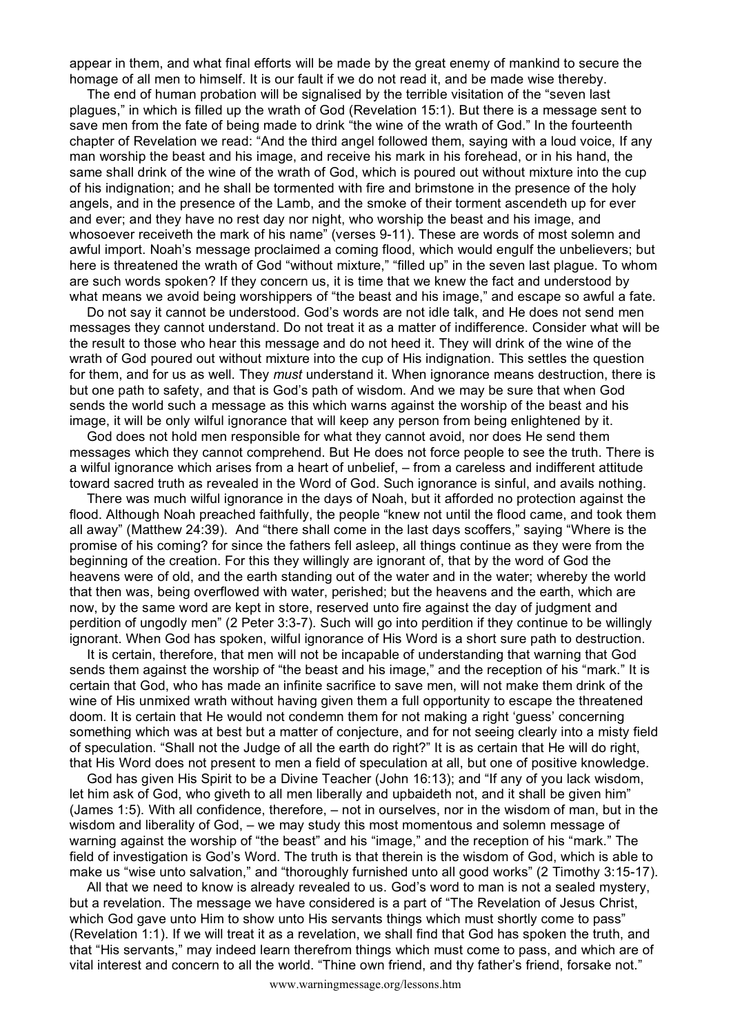appear in them, and what final efforts will be made by the great enemy of mankind to secure the homage of all men to himself. It is our fault if we do not read it, and be made wise thereby.

The end of human probation will be signalised by the terrible visitation of the "seven last plagues," in which is filled up the wrath of God (Revelation 15:1). But there is a message sent to save men from the fate of being made to drink "the wine of the wrath of God." In the fourteenth chapter of Revelation we read: "And the third angel followed them, saying with a loud voice, If any man worship the beast and his image, and receive his mark in his forehead, or in his hand, the same shall drink of the wine of the wrath of God, which is poured out without mixture into the cup of his indignation; and he shall be tormented with fire and brimstone in the presence of the holy angels, and in the presence of the Lamb, and the smoke of their torment ascendeth up for ever and ever; and they have no rest day nor night, who worship the beast and his image, and whosoever receiveth the mark of his name" (verses 9-11). These are words of most solemn and awful import. Noah's message proclaimed a coming flood, which would engulf the unbelievers; but here is threatened the wrath of God "without mixture," "filled up" in the seven last plague. To whom are such words spoken? If they concern us, it is time that we knew the fact and understood by what means we avoid being worshippers of "the beast and his image," and escape so awful a fate.

Do not say it cannot be understood. God's words are not idle talk, and He does not send men messages they cannot understand. Do not treat it as a matter of indifference. Consider what will be the result to those who hear this message and do not heed it. They will drink of the wine of the wrath of God poured out without mixture into the cup of His indignation. This settles the question for them, and for us as well. They *must* understand it. When ignorance means destruction, there is but one path to safety, and that is God's path of wisdom. And we may be sure that when God sends the world such a message as this which warns against the worship of the beast and his image, it will be only wilful ignorance that will keep any person from being enlightened by it.

God does not hold men responsible for what they cannot avoid, nor does He send them messages which they cannot comprehend. But He does not force people to see the truth. There is a wilful ignorance which arises from a heart of unbelief, – from a careless and indifferent attitude toward sacred truth as revealed in the Word of God. Such ignorance is sinful, and avails nothing.

There was much wilful ignorance in the days of Noah, but it afforded no protection against the flood. Although Noah preached faithfully, the people "knew not until the flood came, and took them all away" (Matthew 24:39). And "there shall come in the last days scoffers," saying "Where is the promise of his coming? for since the fathers fell asleep, all things continue as they were from the beginning of the creation. For this they willingly are ignorant of, that by the word of God the heavens were of old, and the earth standing out of the water and in the water; whereby the world that then was, being overflowed with water, perished; but the heavens and the earth, which are now, by the same word are kept in store, reserved unto fire against the day of judgment and perdition of ungodly men" (2 Peter 3:3-7). Such will go into perdition if they continue to be willingly ignorant. When God has spoken, wilful ignorance of His Word is a short sure path to destruction.

It is certain, therefore, that men will not be incapable of understanding that warning that God sends them against the worship of "the beast and his image," and the reception of his "mark." It is certain that God, who has made an infinite sacrifice to save men, will not make them drink of the wine of His unmixed wrath without having given them a full opportunity to escape the threatened doom. It is certain that He would not condemn them for not making a right 'guess' concerning something which was at best but a matter of conjecture, and for not seeing clearly into a misty field of speculation. "Shall not the Judge of all the earth do right?" It is as certain that He will do right, that His Word does not present to men a field of speculation at all, but one of positive knowledge.

God has given His Spirit to be a Divine Teacher (John 16:13); and "If any of you lack wisdom, let him ask of God, who giveth to all men liberally and upbaideth not, and it shall be given him" (James 1:5). With all confidence, therefore, – not in ourselves, nor in the wisdom of man, but in the wisdom and liberality of God, – we may study this most momentous and solemn message of warning against the worship of "the beast" and his "image," and the reception of his "mark." The field of investigation is God's Word. The truth is that therein is the wisdom of God, which is able to make us "wise unto salvation," and "thoroughly furnished unto all good works" (2 Timothy 3:15-17).

All that we need to know is already revealed to us. God's word to man is not a sealed mystery, but a revelation. The message we have considered is a part of "The Revelation of Jesus Christ, which God gave unto Him to show unto His servants things which must shortly come to pass" (Revelation 1:1). If we will treat it as a revelation, we shall find that God has spoken the truth, and that "His servants," may indeed learn therefrom things which must come to pass, and which are of vital interest and concern to all the world. "Thine own friend, and thy father's friend, forsake not."

www.warningmessage.org/lessons.htm